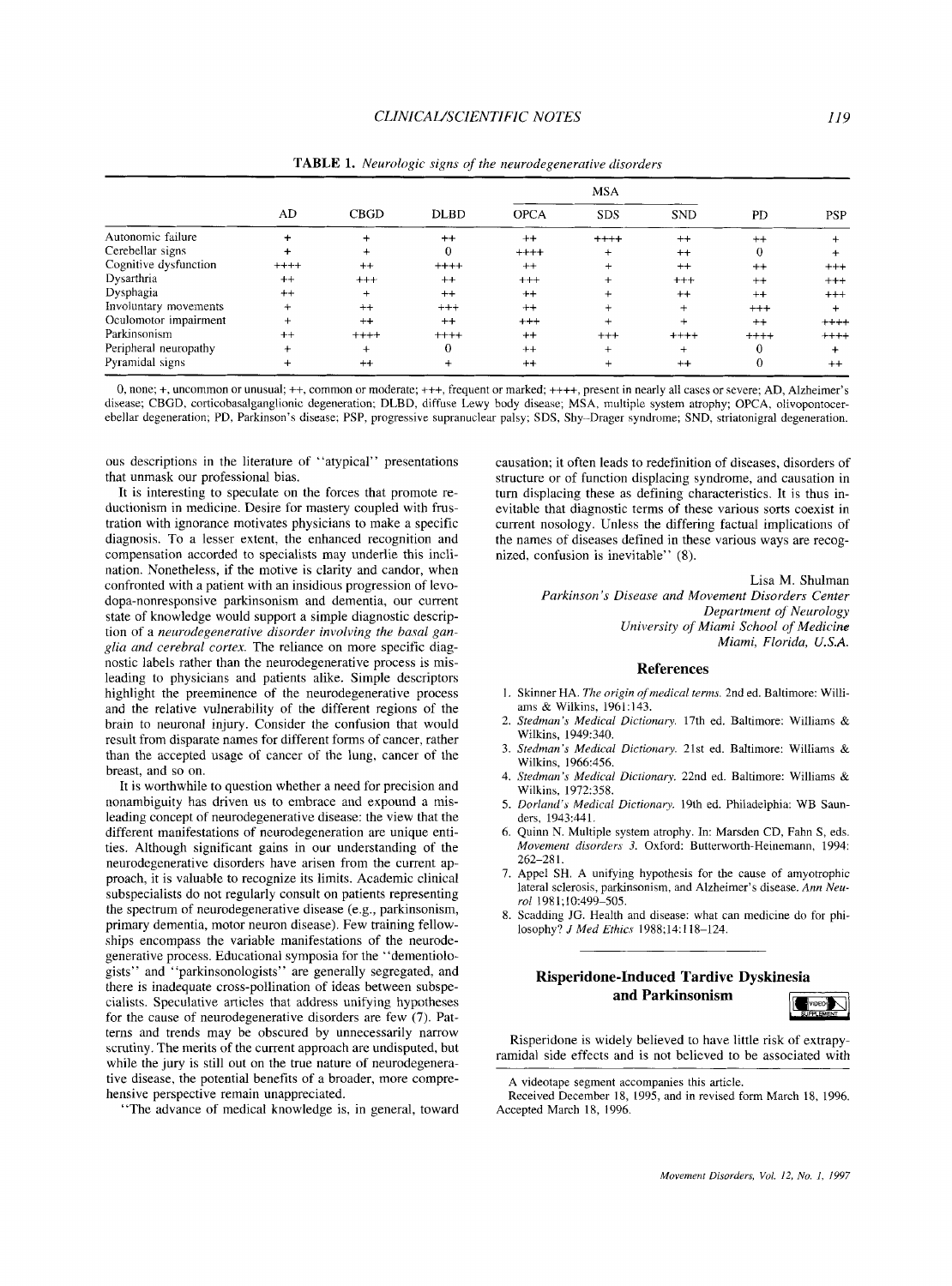**TABLE 1.** *Neurologic signs of the neurodegenerative disorders*

| | AD | CBGD | DLBD | MSA | | | PD | PSP |
|---|---|---|---|---|---|---|---|---|
| | | | | OPCA | SDS | SND | | |
| Autonomic failure | + | + | ++ | ++ | ++++ | ++ | ++ | + |
| Cerebellar signs | + | + | 0 | ++++ | + | ++ | 0 | + |
| Cognitive dysfunction | ++++ | ++ | ++++ | ++ | + | ++ | ++ | +++ |
| Dysarthria | ++ | +++ | ++ | +++ | + | +++ | ++ | +++ |
| Dysphagia | ++ | + | ++ | ++ | + | ++ | ++ | +++ |
| Involuntary movements | + | ++ | +++ | ++ | + | + | +++ | + |
| Oculomotor impairment | + | ++ | ++ | +++ | + | + | ++ | ++++ |
| Parkinsonism | ++ | ++++ | ++++ | ++ | +++ | ++++ | ++++ | ++++ |
| Peripheral neuropathy | + | + | 0 | ++ | + | + | 0 | + |
| Pyramidal signs | + | ++ | + | ++ | + | ++ | 0 | ++ |

0, none; +, uncommon or unusual; ++, common or moderate; +++, frequent or marked; ++++, present in nearly all cases or severe; AD, Alzheimer's disease; CBGD, corticobasalganglionic degeneration; DLBD, diffuse Lewy body disease; MSA, multiple system atrophy; OPCA, olivopontocerebellar degeneration; PD, Parkinson's disease; PSP, progressive supranuclear palsy; SDS, Shy–Drager syndrome; SND, striatonigral degeneration.

ous descriptions in the literature of "atypical" presentations that unmask our professional bias.

It is interesting to speculate on the forces that promote reductionism in medicine. Desire for mastery coupled with frustration with ignorance motivates physicians to make a specific diagnosis. To a lesser extent, the enhanced recognition and compensation accorded to specialists may underlie this inclination. Nonetheless, if the motive is clarity and candor, when confronted with a patient with an insidious progression of levodopa-nonresponsive parkinsonism and dementia, our current state of knowledge would support a simple diagnostic description of a *neurodegenerative disorder involving the basal ganglia and cerebral cortex.* The reliance on more specific diagnostic labels rather than the neurodegenerative process is misleading to physicians and patients alike. Simple descriptors highlight the preeminence of the neurodegenerative process and the relative vulnerability of the different regions of the brain to neuronal injury. Consider the confusion that would result from disparate names for different forms of cancer, rather than the accepted usage of cancer of the lung, cancer of the breast, and so on.

It is worthwhile to question whether a need for precision and nonambiguity has driven us to embrace and expound a misleading concept of neurodegenerative disease: the view that the different manifestations of neurodegeneration are unique entities. Although significant gains in our understanding of the neurodegenerative disorders have arisen from the current approach, it is valuable to recognize its limits. Academic clinical subspecialists do not regularly consult on patients representing the spectrum of neurodegenerative disease (e.g., parkinsonism, primary dementia, motor neuron disease). Few training fellowships encompass the variable manifestations of the neurodegenerative process. Educational symposia for the "dementiologists" and "parkinsonologists" are generally segregated, and there is inadequate cross-pollination of ideas between subspecialists. Speculative articles that address unifying hypotheses for the cause of neurodegenerative disorders are few (7). Patterns and trends may be obscured by unnecessarily narrow scrutiny. The merits of the current approach are undisputed, but while the jury is still out on the true nature of neurodegenerative disease, the potential benefits of a broader, more comprehensive perspective remain unappreciated.

"The advance of medical knowledge is, in general, toward causation; it often leads to redefinition of diseases, disorders of structure or of function displacing syndrome, and causation in turn displacing these as defining characteristics. It is thus inevitable that diagnostic terms of these various sorts coexist in current nosology. Unless the differing factual implications of the names of diseases defined in these various ways are recognized, confusion is inevitable" (8).

Lisa M. Shulman
*Parkinson's Disease and Movement Disorders Center*
*Department of Neurology*
*University of Miami School of Medicine*
*Miami, Florida, U.S.A.*

## References

1. Skinner HA. *The origin of medical terms.* 2nd ed. Baltimore: Williams & Wilkins, 1961:143.
2. *Stedman's Medical Dictionary.* 17th ed. Baltimore: Williams & Wilkins, 1949:340.
3. *Stedman's Medical Dictionary.* 21st ed. Baltimore: Williams & Wilkins, 1966:456.
4. *Stedman's Medical Dictionary.* 22nd ed. Baltimore: Williams & Wilkins, 1972:358.
5. *Dorland's Medical Dictionary.* 19th ed. Philadelphia: WB Saunders, 1943:441.
6. Quinn N. Multiple system atrophy. In: Marsden CD, Fahn S, eds. *Movement disorders 3.* Oxford: Butterworth-Heinemann, 1994: 262–281.
7. Appel SH. A unifying hypothesis for the cause of amyotrophic lateral sclerosis, parkinsonism, and Alzheimer's disease. *Ann Neurol* 1981;10:499–505.
8. Scadding JG. Health and disease: what can medicine do for philosophy? *J Med Ethics* 1988;14:118–124.

## Risperidone-Induced Tardive Dyskinesia and Parkinsonism

Risperidone is widely believed to have little risk of extrapyramidal side effects and is not believed to be associated with

A videotape segment accompanies this article.

Received December 18, 1995, and in revised form March 18, 1996. Accepted March 18, 1996.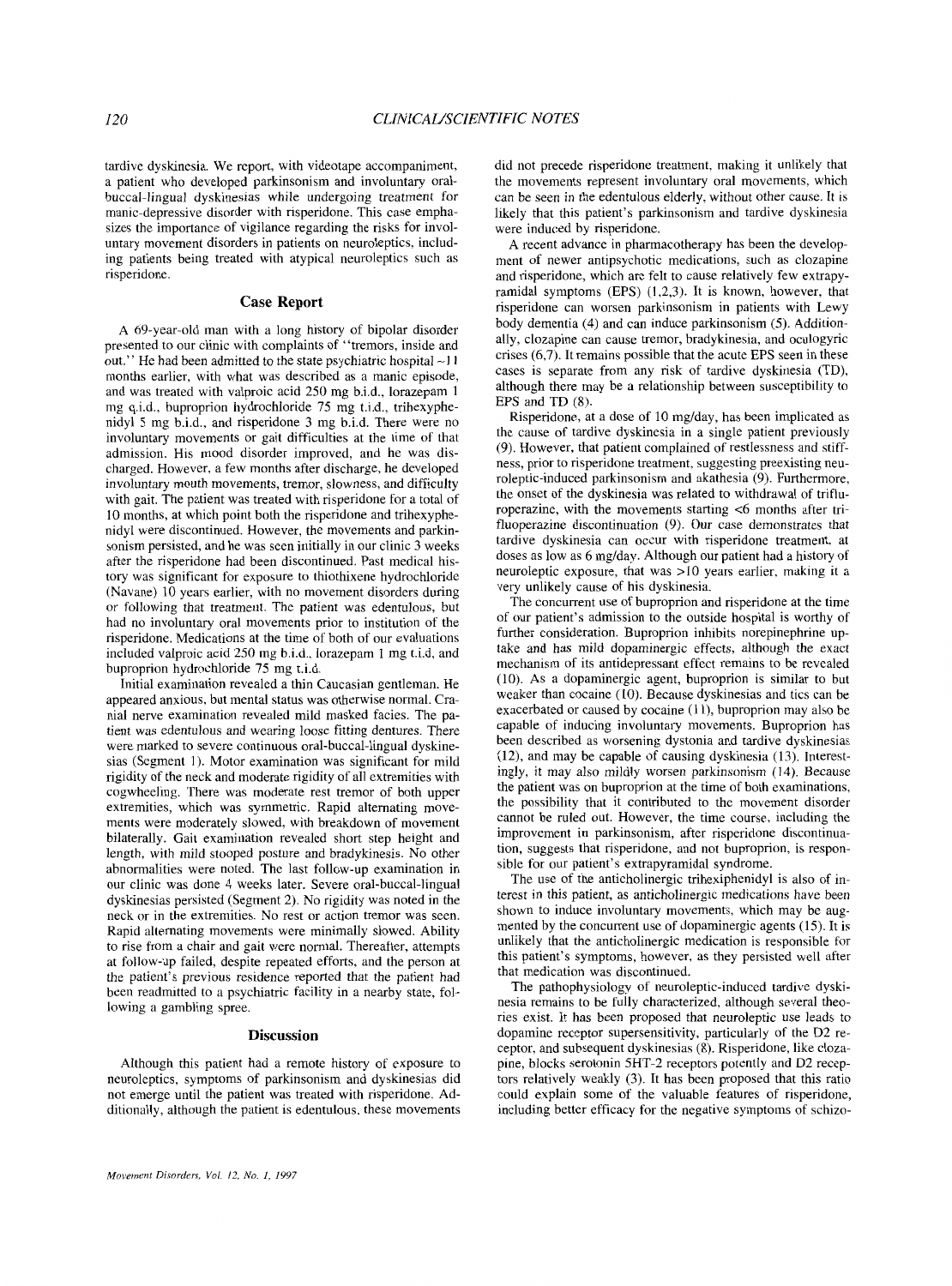tardive dyskinesia. We report, with videotape accompaniment, a patient who developed parkinsonism and involuntary oral-buccal-lingual dyskinesias while undergoing treatment for manic-depressive disorder with risperidone. This case emphasizes the importance of vigilance regarding the risks for involuntary movement disorders in patients on neuroleptics, including patients being treated with atypical neuroleptics such as risperidone.

## Case Report

A 69-year-old man with a long history of bipolar disorder presented to our clinic with complaints of "tremors, inside and out." He had been admitted to the state psychiatric hospital ~11 months earlier, with what was described as a manic episode, and was treated with valproic acid 250 mg b.i.d., lorazepam 1 mg q.i.d., buproprion hydrochloride 75 mg t.i.d., trihexyphenidyl 5 mg b.i.d., and risperidone 3 mg b.i.d. There were no involuntary movements or gait difficulties at the time of that admission. His mood disorder improved, and he was discharged. However, a few months after discharge, he developed involuntary mouth movements, tremor, slowness, and difficulty with gait. The patient was treated with risperidone for a total of 10 months, at which point both the risperidone and trihexyphenidyl were discontinued. However, the movements and parkinsonism persisted, and he was seen initially in our clinic 3 weeks after the risperidone had been discontinued. Past medical history was significant for exposure to thiothixene hydrochloride (Navane) 10 years earlier, with no movement disorders during or following that treatment. The patient was edentulous, but had no involuntary oral movements prior to institution of the risperidone. Medications at the time of both of our evaluations included valproic acid 250 mg b.i.d., lorazepam 1 mg t.i.d, and buproprion hydrochloride 75 mg t.i.d.

Initial examination revealed a thin Caucasian gentleman. He appeared anxious, but mental status was otherwise normal. Cranial nerve examination revealed mild masked facies. The patient was edentulous and wearing loose fitting dentures. There were marked to severe continuous oral-buccal-lingual dyskinesias (Segment 1). Motor examination was significant for mild rigidity of the neck and moderate rigidity of all extremities with cogwheeling. There was moderate rest tremor of both upper extremities, which was symmetric. Rapid alternating movements were moderately slowed, with breakdown of movement bilaterally. Gait examination revealed short step height and length, with mild stooped posture and bradykinesis. No other abnormalities were noted. The last follow-up examination in our clinic was done 4 weeks later. Severe oral-buccal-lingual dyskinesias persisted (Segment 2). No rigidity was noted in the neck or in the extremities. No rest or action tremor was seen. Rapid alternating movements were minimally slowed. Ability to rise from a chair and gait were normal. Thereafter, attempts at follow-up failed, despite repeated efforts, and the person at the patient's previous residence reported that the patient had been readmitted to a psychiatric facility in a nearby state, following a gambling spree.

## Discussion

Although this patient had a remote history of exposure to neuroleptics, symptoms of parkinsonism and dyskinesias did not emerge until the patient was treated with risperidone. Additionally, although the patient is edentulous, these movements did not precede risperidone treatment, making it unlikely that the movements represent involuntary oral movements, which can be seen in the edentulous elderly, without other cause. It is likely that this patient's parkinsonism and tardive dyskinesia were induced by risperidone.

A recent advance in pharmacotherapy has been the development of newer antipsychotic medications, such as clozapine and risperidone, which are felt to cause relatively few extrapyramidal symptoms (EPS) (1,2,3). It is known, however, that risperidone can worsen parkinsonism in patients with Lewy body dementia (4) and can induce parkinsonism (5). Additionally, clozapine can cause tremor, bradykinesia, and oculogyric crises (6,7). It remains possible that the acute EPS seen in these cases is separate from any risk of tardive dyskinesia (TD), although there may be a relationship between susceptibility to EPS and TD (8).

Risperidone, at a dose of 10 mg/day, has been implicated as the cause of tardive dyskinesia in a single patient previously (9). However, that patient complained of restlessness and stiffness, prior to risperidone treatment, suggesting preexisting neuroleptic-induced parkinsonism and akathesia (9). Furthermore, the onset of the dyskinesia was related to withdrawal of trifluroperazine, with the movements starting <6 months after trifluoperazine discontinuation (9). Our case demonstrates that tardive dyskinesia can occur with risperidone treatment, at doses as low as 6 mg/day. Although our patient had a history of neuroleptic exposure, that was >10 years earlier, making it a very unlikely cause of his dyskinesia.

The concurrent use of buproprion and risperidone at the time of our patient's admission to the outside hospital is worthy of further consideration. Buproprion inhibits norepinephrine uptake and has mild dopaminergic effects, although the exact mechanism of its antidepressant effect remains to be revealed (10). As a dopaminergic agent, buproprion is similar to but weaker than cocaine (10). Because dyskinesias and tics can be exacerbated or caused by cocaine (11), buproprion may also be capable of inducing involuntary movements. Buproprion has been described as worsening dystonia and tardive dyskinesias (12), and may be capable of causing dyskinesia (13). Interestingly, it may also mildly worsen parkinsonism (14). Because the patient was on buproprion at the time of both examinations, the possibility that it contributed to the movement disorder cannot be ruled out. However, the time course, including the improvement in parkinsonism, after risperidone discontinuation, suggests that risperidone, and not buproprion, is responsible for our patient's extrapyramidal syndrome.

The use of the anticholinergic trihexiphenidyl is also of interest in this patient, as anticholinergic medications have been shown to induce involuntary movements, which may be augmented by the concurrent use of dopaminergic agents (15). It is unlikely that the anticholinergic medication is responsible for this patient's symptoms, however, as they persisted well after that medication was discontinued.

The pathophysiology of neuroleptic-induced tardive dyskinesia remains to be fully characterized, although several theories exist. It has been proposed that neuroleptic use leads to dopamine receptor supersensitivity, particularly of the D2 receptor, and subsequent dyskinesias (8). Risperidone, like clozapine, blocks serotonin 5HT-2 receptors potently and D2 receptors relatively weakly (3). It has been proposed that this ratio could explain some of the valuable features of risperidone, including better efficacy for the negative symptoms of schizo-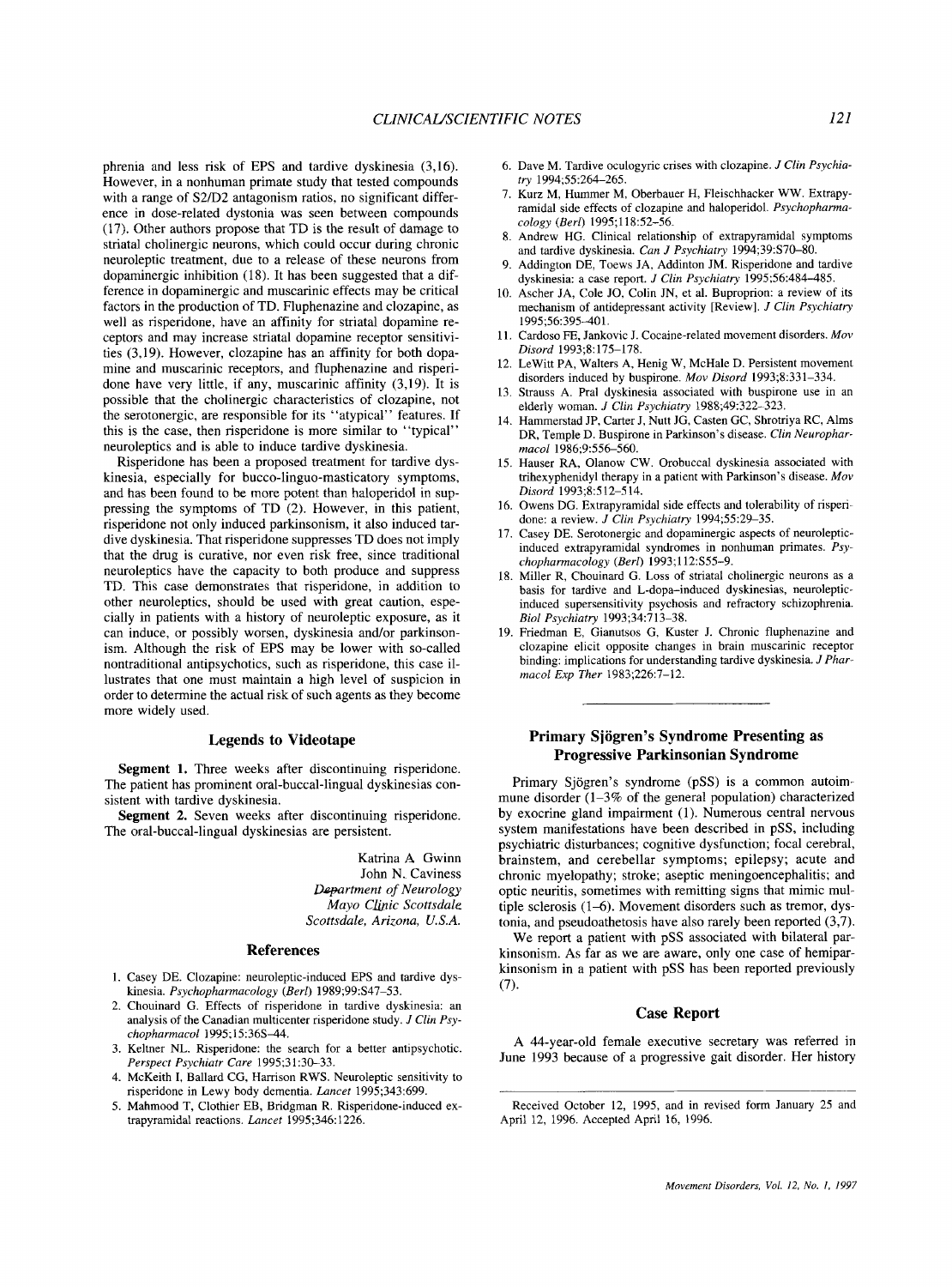phrenia and less risk of EPS and tardive dyskinesia (3,16). However, in a nonhuman primate study that tested compounds with a range of S2/D2 antagonism ratios, no significant difference in dose-related dystonia was seen between compounds (17). Other authors propose that TD is the result of damage to striatal cholinergic neurons, which could occur during chronic neuroleptic treatment, due to a release of these neurons from dopaminergic inhibition (18). It has been suggested that a difference in dopaminergic and muscarinic effects may be critical factors in the production of TD. Fluphenazine and clozapine, as well as risperidone, have an affinity for striatal dopamine receptors and may increase striatal dopamine receptor sensitivities (3,19). However, clozapine has an affinity for both dopamine and muscarinic receptors, and fluphenazine and risperidone have very little, if any, muscarinic affinity (3,19). It is possible that the cholinergic characteristics of clozapine, not the serotonergic, are responsible for its "atypical" features. If this is the case, then risperidone is more similar to "typical" neuroleptics and is able to induce tardive dyskinesia.

Risperidone has been a proposed treatment for tardive dyskinesia, especially for bucco-linguo-masticatory symptoms, and has been found to be more potent than haloperidol in suppressing the symptoms of TD (2). However, in this patient, risperidone not only induced parkinsonism, it also induced tardive dyskinesia. That risperidone suppresses TD does not imply that the drug is curative, nor even risk free, since traditional neuroleptics have the capacity to both produce and suppress TD. This case demonstrates that risperidone, in addition to other neuroleptics, should be used with great caution, especially in patients with a history of neuroleptic exposure, as it can induce, or possibly worsen, dyskinesia and/or parkinsonism. Although the risk of EPS may be lower with so-called nontraditional antipsychotics, such as risperidone, this case illustrates that one must maintain a high level of suspicion in order to determine the actual risk of such agents as they become more widely used.

## Legends to Videotape

**Segment 1.** Three weeks after discontinuing risperidone. The patient has prominent oral-buccal-lingual dyskinesias consistent with tardive dyskinesia.

**Segment 2.** Seven weeks after discontinuing risperidone. The oral-buccal-lingual dyskinesias are persistent.

Katrina A. Gwinn
John N. Caviness
*Department of Neurology*
*Mayo Clinic Scottsdale*
*Scottsdale, Arizona, U.S.A.*

## References

1. Casey DE. Clozapine: neuroleptic-induced EPS and tardive dyskinesia. *Psychopharmacology (Berl)* 1989;99:S47–53.
2. Chouinard G. Effects of risperidone in tardive dyskinesia: an analysis of the Canadian multicenter risperidone study. *J Clin Psychopharmacol* 1995;15:36S–44.
3. Keltner NL. Risperidone: the search for a better antipsychotic. *Perspect Psychiatr Care* 1995;31:30–33.
4. McKeith I, Ballard CG, Harrison RWS. Neuroleptic sensitivity to risperidone in Lewy body dementia. *Lancet* 1995;343:699.
5. Mahmood T, Clothier EB, Bridgman R. Risperidone-induced extrapyramidal reactions. *Lancet* 1995;346:1226.
6. Dave M. Tardive oculogyric crises with clozapine. *J Clin Psychiatry* 1994;55:264–265.
7. Kurz M, Hummer M, Oberbauer H, Fleischhacker WW. Extrapyramidal side effects of clozapine and haloperidol. *Psychopharmacology (Berl)* 1995;118:52–56.
8. Andrew HG. Clinical relationship of extrapyramidal symptoms and tardive dyskinesia. *Can J Psychiatry* 1994;39:S70–80.
9. Addington DE, Toews JA, Addinton JM. Risperidone and tardive dyskinesia: a case report. *J Clin Psychiatry* 1995;56:484–485.
10. Ascher JA, Cole JO, Colin JN, et al. Buproprion: a review of its mechanism of antidepressant activity [Review]. *J Clin Psychiatry* 1995;56:395–401.
11. Cardoso FE, Jankovic J. Cocaine-related movement disorders. *Mov Disord* 1993;8:175–178.
12. LeWitt PA, Walters A, Henig W, McHale D. Persistent movement disorders induced by buspirone. *Mov Disord* 1993;8:331–334.
13. Strauss A. Pral dyskinesia associated with buspirone use in an elderly woman. *J Clin Psychiatry* 1988;49:322–323.
14. Hammerstad JP, Carter J, Nutt JG, Casten GC, Shrotriya RC, Alms DR, Temple D. Buspirone in Parkinson's disease. *Clin Neuropharmacol* 1986;9:556–560.
15. Hauser RA, Olanow CW. Orobuccal dyskinesia associated with trihexyphenidyl therapy in a patient with Parkinson's disease. *Mov Disord* 1993;8:512–514.
16. Owens DG. Extrapyramidal side effects and tolerability of risperidone: a review. *J Clin Psychiatry* 1994;55:29–35.
17. Casey DE. Serotonergic and dopaminergic aspects of neuroleptic-induced extrapyramidal syndromes in nonhuman primates. *Psychopharmacology (Berl)* 1993;112:S55–9.
18. Miller R, Chouinard G. Loss of striatal cholinergic neurons as a basis for tardive and L-dopa–induced dyskinesias, neuroleptic-induced supersensitivity psychosis and refractory schizophrenia. *Biol Psychiatry* 1993;34:713–38.
19. Friedman E, Gianutsos G, Kuster J. Chronic fluphenazine and clozapine elicit opposite changes in brain muscarinic receptor binding: implications for understanding tardive dyskinesia. *J Pharmacol Exp Ther* 1983;226:7–12.

---

## Primary Sjögren's Syndrome Presenting as Progressive Parkinsonian Syndrome

Primary Sjögren's syndrome (pSS) is a common autoimmune disorder (1–3% of the general population) characterized by exocrine gland impairment (1). Numerous central nervous system manifestations have been described in pSS, including psychiatric disturbances; cognitive dysfunction; focal cerebral, brainstem, and cerebellar symptoms; epilepsy; acute and chronic myelopathy; stroke; aseptic meningoencephalitis; and optic neuritis, sometimes with remitting signs that mimic multiple sclerosis (1–6). Movement disorders such as tremor, dystonia, and pseudoathetosis have also rarely been reported (3,7).

We report a patient with pSS associated with bilateral parkinsonism. As far as we are aware, only one case of hemiparkinsonism in a patient with pSS has been reported previously (7).

### Case Report

A 44-year-old female executive secretary was referred in June 1993 because of a progressive gait disorder. Her history

Received October 12, 1995, and in revised form January 25 and April 12, 1996. Accepted April 16, 1996.